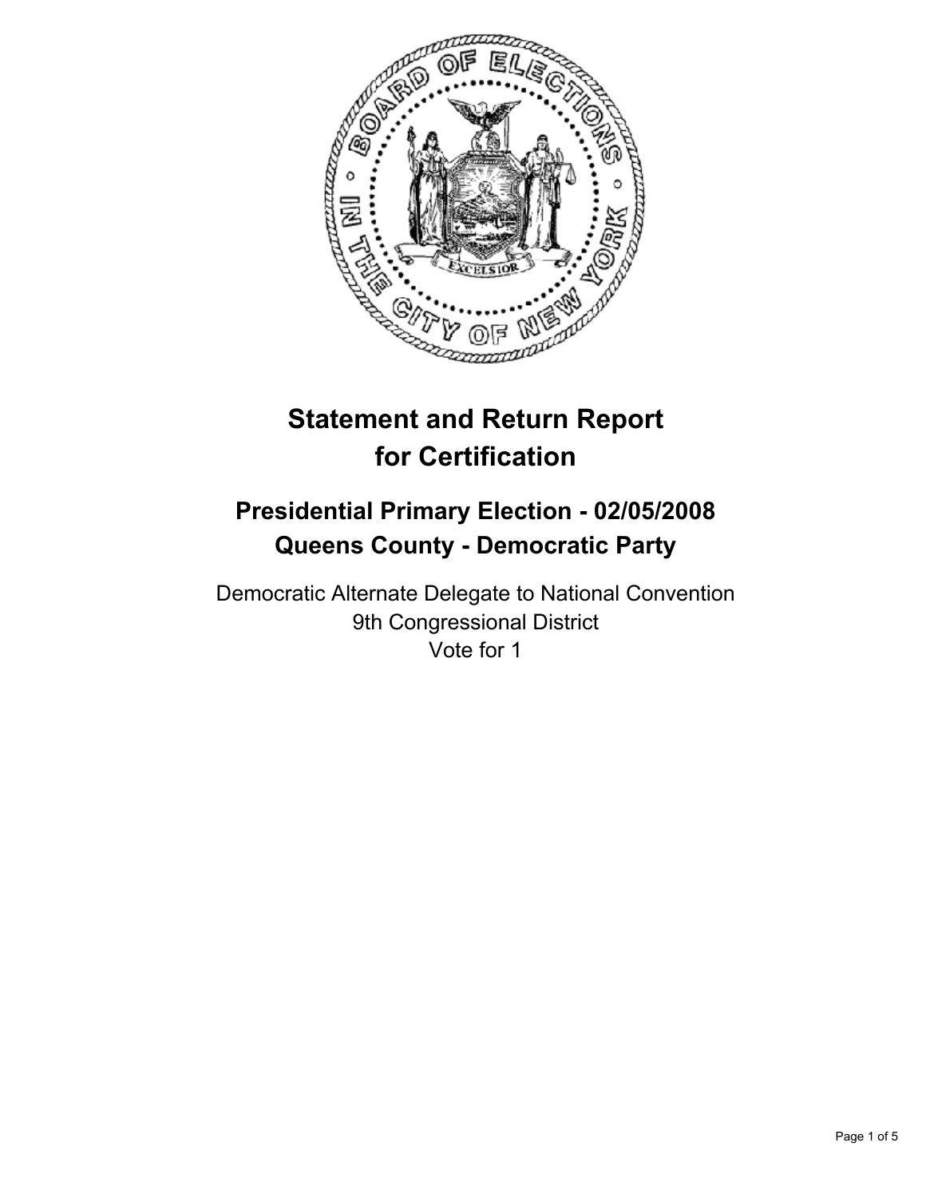# Statement and Return Report for Certification

## Presidential Primary Election - 02/05/2008
## Queens County - Democratic Party

Democratic Alternate Delegate to National Convention
9th Congressional District
Vote for 1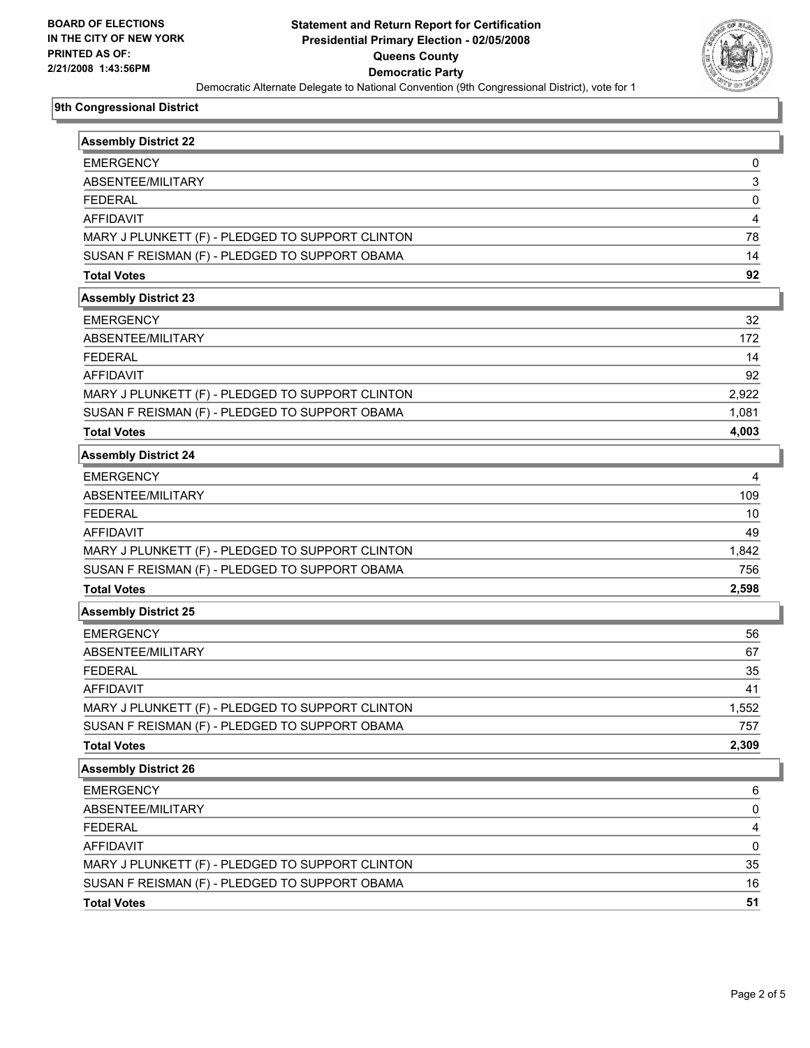**BOARD OF ELECTIONS IN THE CITY OF NEW YORK PRINTED AS OF: 2/21/2008 1:43:56PM**

# Statement and Return Report for Certification
## Presidential Primary Election - 02/05/2008
## Queens County
## Democratic Party

Democratic Alternate Delegate to National Convention (9th Congressional District), vote for 1

### 9th Congressional District

| Assembly District 22 | |
|---|---|
| EMERGENCY | 0 |
| ABSENTEE/MILITARY | 3 |
| FEDERAL | 0 |
| AFFIDAVIT | 4 |
| MARY J PLUNKETT (F) - PLEDGED TO SUPPORT CLINTON | 78 |
| SUSAN F REISMAN (F) - PLEDGED TO SUPPORT OBAMA | 14 |
| **Total Votes** | **92** |

| Assembly District 23 | |
|---|---|
| EMERGENCY | 32 |
| ABSENTEE/MILITARY | 172 |
| FEDERAL | 14 |
| AFFIDAVIT | 92 |
| MARY J PLUNKETT (F) - PLEDGED TO SUPPORT CLINTON | 2,922 |
| SUSAN F REISMAN (F) - PLEDGED TO SUPPORT OBAMA | 1,081 |
| **Total Votes** | **4,003** |

| Assembly District 24 | |
|---|---|
| EMERGENCY | 4 |
| ABSENTEE/MILITARY | 109 |
| FEDERAL | 10 |
| AFFIDAVIT | 49 |
| MARY J PLUNKETT (F) - PLEDGED TO SUPPORT CLINTON | 1,842 |
| SUSAN F REISMAN (F) - PLEDGED TO SUPPORT OBAMA | 756 |
| **Total Votes** | **2,598** |

| Assembly District 25 | |
|---|---|
| EMERGENCY | 56 |
| ABSENTEE/MILITARY | 67 |
| FEDERAL | 35 |
| AFFIDAVIT | 41 |
| MARY J PLUNKETT (F) - PLEDGED TO SUPPORT CLINTON | 1,552 |
| SUSAN F REISMAN (F) - PLEDGED TO SUPPORT OBAMA | 757 |
| **Total Votes** | **2,309** |

| Assembly District 26 | |
|---|---|
| EMERGENCY | 6 |
| ABSENTEE/MILITARY | 0 |
| FEDERAL | 4 |
| AFFIDAVIT | 0 |
| MARY J PLUNKETT (F) - PLEDGED TO SUPPORT CLINTON | 35 |
| SUSAN F REISMAN (F) - PLEDGED TO SUPPORT OBAMA | 16 |
| **Total Votes** | **51** |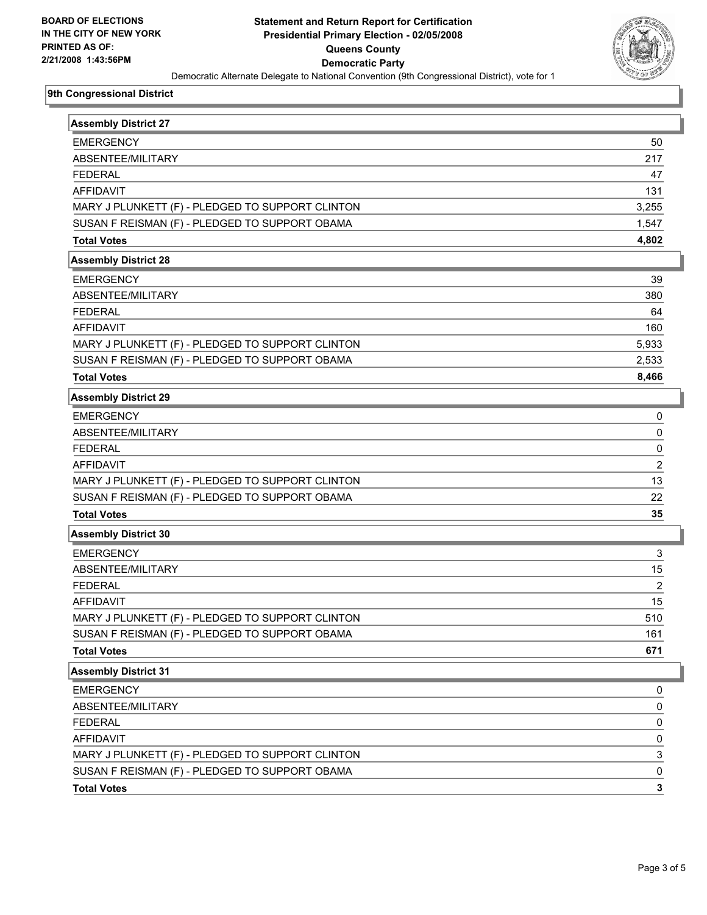**BOARD OF ELECTIONS IN THE CITY OF NEW YORK PRINTED AS OF: 2/21/2008 1:43:56PM**

# Statement and Return Report for Certification
## Presidential Primary Election - 02/05/2008
## Queens County
## Democratic Party

Democratic Alternate Delegate to National Convention (9th Congressional District), vote for 1

### 9th Congressional District

| Assembly District 27 | |
|---|---|
| EMERGENCY | 50 |
| ABSENTEE/MILITARY | 217 |
| FEDERAL | 47 |
| AFFIDAVIT | 131 |
| MARY J PLUNKETT (F) - PLEDGED TO SUPPORT CLINTON | 3,255 |
| SUSAN F REISMAN (F) - PLEDGED TO SUPPORT OBAMA | 1,547 |
| **Total Votes** | **4,802** |

| Assembly District 28 | |
|---|---|
| EMERGENCY | 39 |
| ABSENTEE/MILITARY | 380 |
| FEDERAL | 64 |
| AFFIDAVIT | 160 |
| MARY J PLUNKETT (F) - PLEDGED TO SUPPORT CLINTON | 5,933 |
| SUSAN F REISMAN (F) - PLEDGED TO SUPPORT OBAMA | 2,533 |
| **Total Votes** | **8,466** |

| Assembly District 29 | |
|---|---|
| EMERGENCY | 0 |
| ABSENTEE/MILITARY | 0 |
| FEDERAL | 0 |
| AFFIDAVIT | 2 |
| MARY J PLUNKETT (F) - PLEDGED TO SUPPORT CLINTON | 13 |
| SUSAN F REISMAN (F) - PLEDGED TO SUPPORT OBAMA | 22 |
| **Total Votes** | **35** |

| Assembly District 30 | |
|---|---|
| EMERGENCY | 3 |
| ABSENTEE/MILITARY | 15 |
| FEDERAL | 2 |
| AFFIDAVIT | 15 |
| MARY J PLUNKETT (F) - PLEDGED TO SUPPORT CLINTON | 510 |
| SUSAN F REISMAN (F) - PLEDGED TO SUPPORT OBAMA | 161 |
| **Total Votes** | **671** |

| Assembly District 31 | |
|---|---|
| EMERGENCY | 0 |
| ABSENTEE/MILITARY | 0 |
| FEDERAL | 0 |
| AFFIDAVIT | 0 |
| MARY J PLUNKETT (F) - PLEDGED TO SUPPORT CLINTON | 3 |
| SUSAN F REISMAN (F) - PLEDGED TO SUPPORT OBAMA | 0 |
| **Total Votes** | **3** |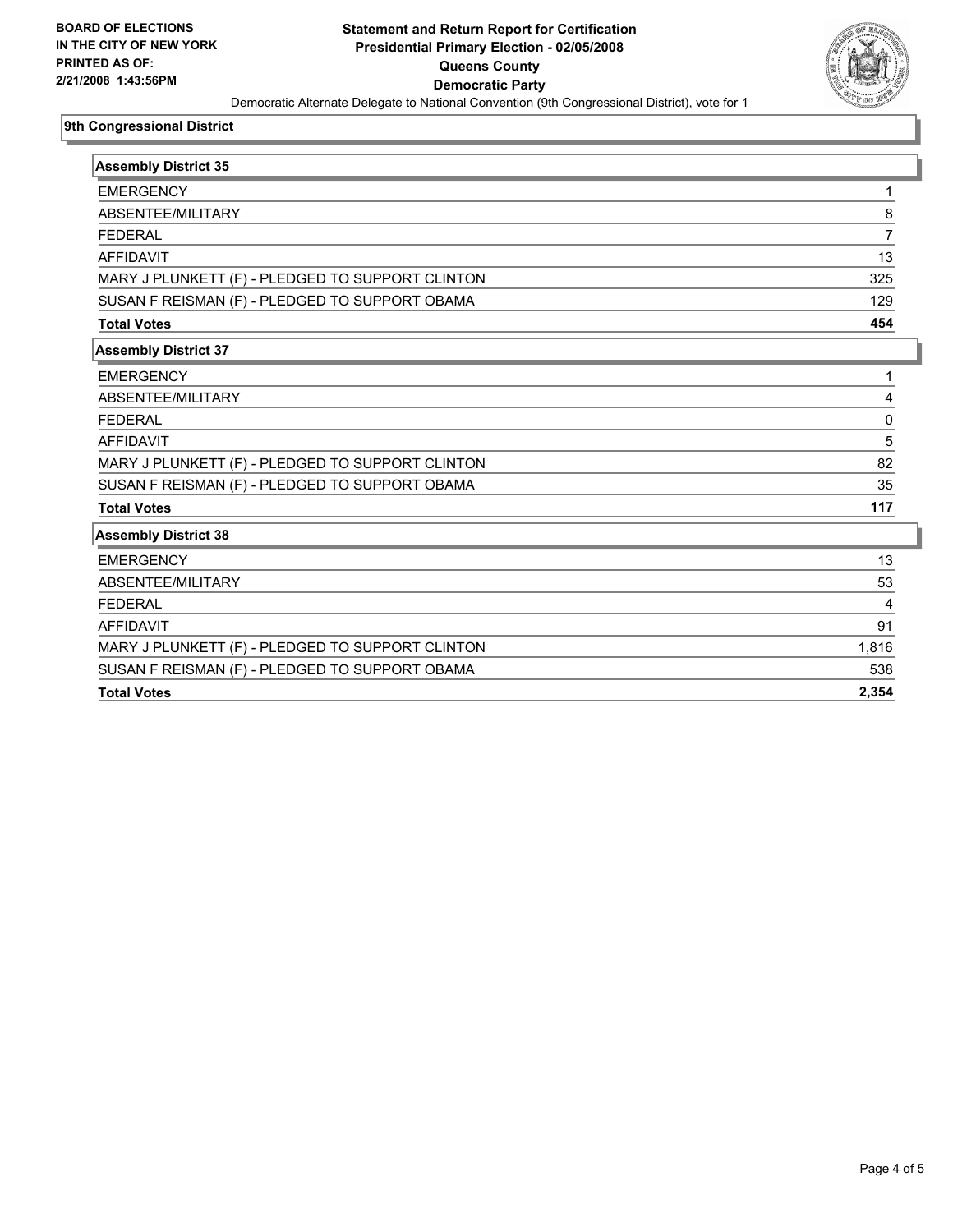**BOARD OF ELECTIONS IN THE CITY OF NEW YORK**
**PRINTED AS OF: 2/21/2008 1:43:56PM**

# Statement and Return Report for Certification
## Presidential Primary Election - 02/05/2008
## Queens County
## Democratic Party

Democratic Alternate Delegate to National Convention (9th Congressional District), vote for 1

### 9th Congressional District

| Assembly District 35 | |
|---|---|
| EMERGENCY | 1 |
| ABSENTEE/MILITARY | 8 |
| FEDERAL | 7 |
| AFFIDAVIT | 13 |
| MARY J PLUNKETT (F) - PLEDGED TO SUPPORT CLINTON | 325 |
| SUSAN F REISMAN (F) - PLEDGED TO SUPPORT OBAMA | 129 |
| **Total Votes** | **454** |

| Assembly District 37 | |
|---|---|
| EMERGENCY | 1 |
| ABSENTEE/MILITARY | 4 |
| FEDERAL | 0 |
| AFFIDAVIT | 5 |
| MARY J PLUNKETT (F) - PLEDGED TO SUPPORT CLINTON | 82 |
| SUSAN F REISMAN (F) - PLEDGED TO SUPPORT OBAMA | 35 |
| **Total Votes** | **117** |

| Assembly District 38 | |
|---|---|
| EMERGENCY | 13 |
| ABSENTEE/MILITARY | 53 |
| FEDERAL | 4 |
| AFFIDAVIT | 91 |
| MARY J PLUNKETT (F) - PLEDGED TO SUPPORT CLINTON | 1,816 |
| SUSAN F REISMAN (F) - PLEDGED TO SUPPORT OBAMA | 538 |
| **Total Votes** | **2,354** |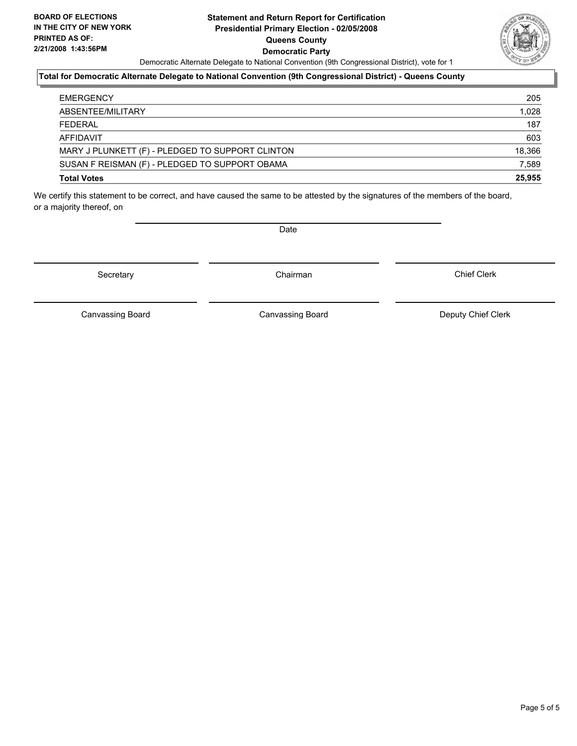**BOARD OF ELECTIONS IN THE CITY OF NEW YORK**
**PRINTED AS OF:**
**2/21/2008 1:43:56PM**

**Statement and Return Report for Certification**
**Presidential Primary Election - 02/05/2008**
**Queens County**
**Democratic Party**

Democratic Alternate Delegate to National Convention (9th Congressional District), vote for 1

**Total for Democratic Alternate Delegate to National Convention (9th Congressional District) - Queens County**

| | |
|---|---|
| EMERGENCY | 205 |
| ABSENTEE/MILITARY | 1,028 |
| FEDERAL | 187 |
| AFFIDAVIT | 603 |
| MARY J PLUNKETT (F) - PLEDGED TO SUPPORT CLINTON | 18,366 |
| SUSAN F REISMAN (F) - PLEDGED TO SUPPORT OBAMA | 7,589 |
| **Total Votes** | **25,955** |

We certify this statement to be correct, and have caused the same to be attested by the signatures of the members of the board, or a majority thereof, on

Date

Secretary | Chairman | Chief Clerk

Canvassing Board | Canvassing Board | Deputy Chief Clerk